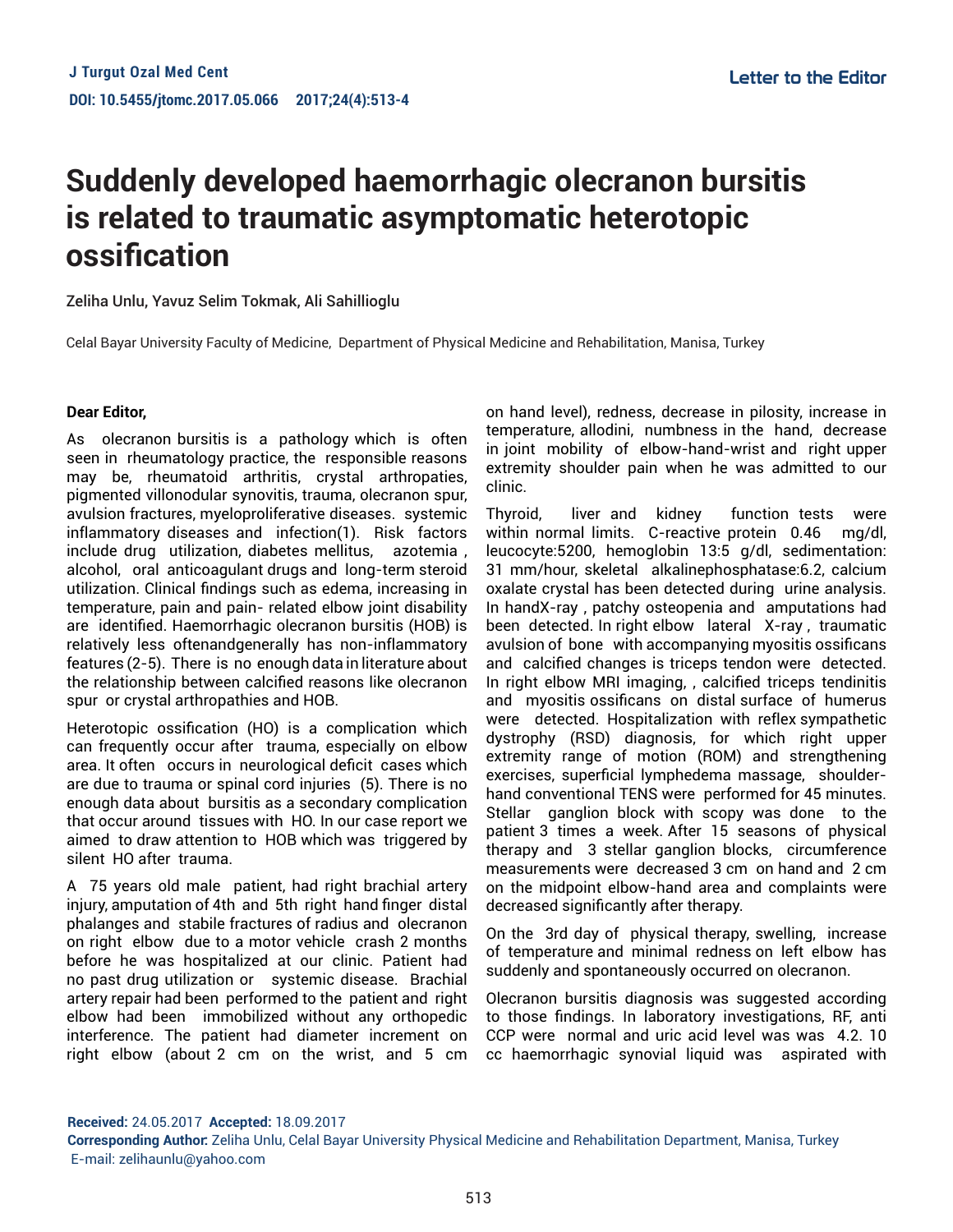Letter to the Editor

# Suddenly developed haemorrhagic olecranon bursitis is related to traumatic asymptomatic heterotopic ossification

Zeliha Unlu, Yavuz Selim Tokmak, Ali Sahillioglu

Celal Bayar University Faculty of Medicine, Department of Physical Medicine and Rehabilitation, Manisa, Turkey

**Dear Editor,**

As olecranon bursitis is a pathology which is often seen in rheumatology practice, the responsible reasons may be, rheumatoid arthritis, crystal arthropaties, pigmented villonodular synovitis, trauma, olecranon spur, avulsion fractures, myeloproliferative diseases. systemic inflammatory diseases and infection(1). Risk factors include drug utilization, diabetes mellitus, azotemia , alcohol, oral anticoagulant drugs and long-term steroid utilization. Clinical findings such as edema, increasing in temperature, pain and pain- related elbow joint disability are identified. Haemorrhagic olecranon bursitis (HOB) is relatively less oftenandgenerally has non-inflammatory features (2-5). There is no enough data in literature about the relationship between calcified reasons like olecranon spur or crystal arthropathies and HOB.

Heterotopic ossification (HO) is a complication which can frequently occur after trauma, especially on elbow area. It often occurs in neurological deficit cases which are due to trauma or spinal cord injuries (5). There is no enough data about bursitis as a secondary complication that occur around tissues with HO. In our case report we aimed to draw attention to HOB which was triggered by silent HO after trauma.

A 75 years old male patient, had right brachial artery injury, amputation of 4th and 5th right hand finger distal phalanges and stabile fractures of radius and olecranon on right elbow due to a motor vehicle crash 2 months before he was hospitalized at our clinic. Patient had no past drug utilization or systemic disease. Brachial artery repair had been performed to the patient and right elbow had been immobilized without any orthopedic interference. The patient had diameter increment on right elbow (about 2 cm on the wrist, and 5 cm on hand level), redness, decrease in pilosity, increase in temperature, allodini, numbness in the hand, decrease in joint mobility of elbow-hand-wrist and right upper extremity shoulder pain when he was admitted to our clinic.

Thyroid, liver and kidney function tests were within normal limits. C-reactive protein 0.46 mg/dl, leucocyte:5200, hemoglobin 13:5 g/dl, sedimentation: 31 mm/hour, skeletal alkalinephosphatase:6.2, calcium oxalate crystal has been detected during urine analysis. In handX-ray , patchy osteopenia and amputations had been detected. In right elbow lateral X-ray , traumatic avulsion of bone with accompanying myositis ossificans and calcified changes is triceps tendon were detected. In right elbow MRI imaging, , calcified triceps tendinitis and myositis ossificans on distal surface of humerus were detected. Hospitalization with reflex sympathetic dystrophy (RSD) diagnosis, for which right upper extremity range of motion (ROM) and strengthening exercises, superficial lymphedema massage, shoulder-hand conventional TENS were performed for 45 minutes. Stellar ganglion block with scopy was done to the patient 3 times a week. After 15 seasons of physical therapy and 3 stellar ganglion blocks, circumference measurements were decreased 3 cm on hand and 2 cm on the midpoint elbow-hand area and complaints were decreased significantly after therapy.

On the 3rd day of physical therapy, swelling, increase of temperature and minimal redness on left elbow has suddenly and spontaneously occurred on olecranon.

Olecranon bursitis diagnosis was suggested according to those findings. In laboratory investigations, RF, anti CCP were normal and uric acid level was was 4.2. 10 cc haemorrhagic synovial liquid was aspirated with

**Received:** 24.05.2017 **Accepted:** 18.09.2017
**Corresponding Author:** Zeliha Unlu, Celal Bayar University Physical Medicine and Rehabilitation Department, Manisa, Turkey
E-mail: zelihaunlu@yahoo.com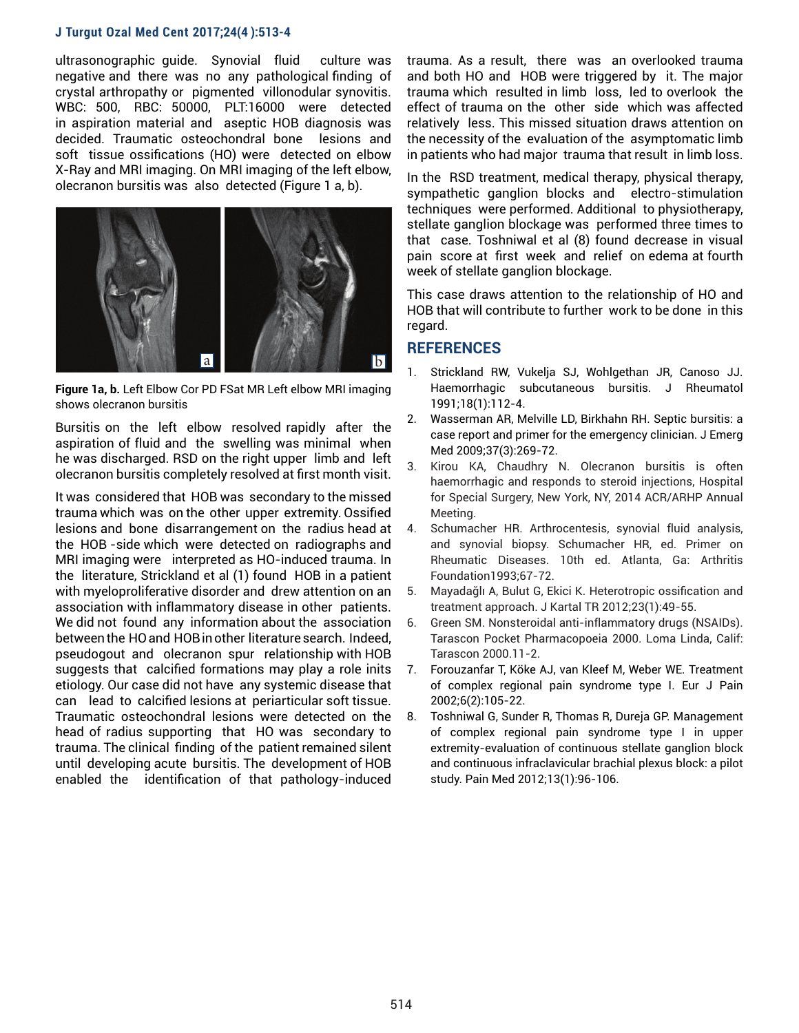ultrasonographic guide. Synovial fluid culture was negative and there was no any pathological finding of crystal arthropathy or pigmented villonodular synovitis. WBC: 500, RBC: 50000, PLT:16000 were detected in aspiration material and aseptic HOB diagnosis was decided. Traumatic osteochondral bone lesions and soft tissue ossifications (HO) were detected on elbow X-Ray and MRI imaging. On MRI imaging of the left elbow, olecranon bursitis was also detected (Figure 1 a, b).

**Figure 1a, b.** Left Elbow Cor PD FSat MR Left elbow MRI imaging shows olecranon bursitis

Bursitis on the left elbow resolved rapidly after the aspiration of fluid and the swelling was minimal when he was discharged. RSD on the right upper limb and left olecranon bursitis completely resolved at first month visit.

It was considered that HOB was secondary to the missed trauma which was on the other upper extremity. Ossified lesions and bone disarrangement on the radius head at the HOB -side which were detected on radiographs and MRI imaging were interpreted as HO-induced trauma. In the literature, Strickland et al (1) found HOB in a patient with myeloproliferative disorder and drew attention on an association with inflammatory disease in other patients. We did not found any information about the association between the HO and HOB in other literature search. Indeed, pseudogout and olecranon spur relationship with HOB suggests that calcified formations may play a role inits etiology. Our case did not have any systemic disease that can lead to calcified lesions at periarticular soft tissue. Traumatic osteochondral lesions were detected on the head of radius supporting that HO was secondary to trauma. The clinical finding of the patient remained silent until developing acute bursitis. The development of HOB enabled the identification of that pathology-induced trauma. As a result, there was an overlooked trauma and both HO and HOB were triggered by it. The major trauma which resulted in limb loss, led to overlook the effect of trauma on the other side which was affected relatively less. This missed situation draws attention on the necessity of the evaluation of the asymptomatic limb in patients who had major trauma that result in limb loss.

In the RSD treatment, medical therapy, physical therapy, sympathetic ganglion blocks and electro-stimulation techniques were performed. Additional to physiotherapy, stellate ganglion blockage was performed three times to that case. Toshniwal et al (8) found decrease in visual pain score at first week and relief on edema at fourth week of stellate ganglion blockage.

This case draws attention to the relationship of HO and HOB that will contribute to further work to be done in this regard.

## REFERENCES

1. Strickland RW, Vukelja SJ, Wolhgethan JR, Canoso JJ. Haemorrhagic subcutaneous bursitis. J Rheumatol 1991;18(1):112-4.
2. Wasserman AR, Melville LD, Birkhahn RH. Septic bursitis: a case report and primer for the emergency clinician. J Emerg Med 2009;37(3):269-72.
3. Kirou KA, Chaudhry N. Olecranon bursitis is often haemorrhagic and responds to steroid injections, Hospital for Special Surgery, New York, NY, 2014 ACR/ARHP Annual Meeting.
4. Schumacher HR. Arthrocentesis, synovial fluid analysis, and synovial biopsy. Schumacher HR, ed. Primer on Rheumatic Diseases. 10th ed. Atlanta, Ga: Arthritis Foundation1993;67-72.
5. Mayadağlı A, Bulut G, Ekici K. Heterotropic ossification and treatment approach. J Kartal TR 2012;23(1):49-55.
6. Green SM. Nonsteroidal anti-inflammatory drugs (NSAIDs). Tarascon Pocket Pharmacopoeia 2000. Loma Linda, Calif: Tarascon 2000.11-2.
7. Forouzanfar T, Köke AJ, van Kleef M, Weber WE. Treatment of complex regional pain syndrome type I. Eur J Pain 2002;6(2):105-22.
8. Toshniwal G, Sunder R, Thomas R, Dureja GP. Management of complex regional pain syndrome type I in upper extremity-evaluation of continuous stellate ganglion block and continuous infraclavicular brachial plexus block: a pilot study. Pain Med 2012;13(1):96-106.